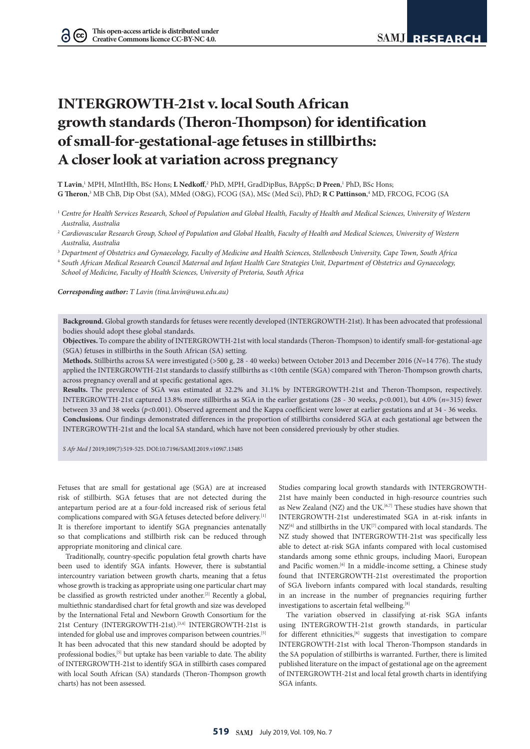# INTERGROWTH-21st v. local South African growth standards (Theron-Thompson) for identification of small-for-gestational-age fetuses in stillbirths: A closer look at variation across pregnancy

**T Lavin**,[1] MPH, MIntHlth, BSc Hons; **L Nedkoff**,[2] PhD, MPH, GradDipBus, BAppSc; **D Preen**,[1] PhD, BSc Hons; **G Theron**,[3] MB ChB, Dip Obst (SA), MMed (O&G), FCOG (SA), MSc (Med Sci), PhD; **R C Pattinson**,[4] MD, FRCOG, FCOG (SA

[1] *Centre for Health Services Research, School of Population and Global Health, Faculty of Health and Medical Sciences, University of Western Australia, Australia*

[2] *Cardiovascular Research Group, School of Population and Global Health, Faculty of Health and Medical Sciences, University of Western Australia, Australia*

[3] *Department of Obstetrics and Gynaecology, Faculty of Medicine and Health Sciences, Stellenbosch University, Cape Town, South Africa*

[4] *South African Medical Research Council Maternal and Infant Health Care Strategies Unit, Department of Obstetrics and Gynaecology, School of Medicine, Faculty of Health Sciences, University of Pretoria, South Africa*

***Corresponding author:*** *T Lavin (tina.lavin@uwa.edu.au)*

**Background.** Global growth standards for fetuses were recently developed (INTERGROWTH-21st). It has been advocated that professional bodies should adopt these global standards.

**Objectives.** To compare the ability of INTERGROWTH-21st with local standards (Theron-Thompson) to identify small-for-gestational-age (SGA) fetuses in stillbirths in the South African (SA) setting.

**Methods.** Stillbirths across SA were investigated (>500 g, 28 - 40 weeks) between October 2013 and December 2016 ($N$=14 776). The study applied the INTERGROWTH-21st standards to classify stillbirths as <10th centile (SGA) compared with Theron-Thompson growth charts, across pregnancy overall and at specific gestational ages.

**Results.** The prevalence of SGA was estimated at 32.2% and 31.1% by INTERGROWTH-21st and Theron-Thompson, respectively. INTERGROWTH-21st captured 13.8% more stillbirths as SGA in the earlier gestations (28 - 30 weeks, $p$<0.001), but 4.0% ($n$=315) fewer between 33 and 38 weeks ($p$<0.001). Observed agreement and the Kappa coefficient were lower at earlier gestations and at 34 - 36 weeks.

**Conclusions.** Our findings demonstrated differences in the proportion of stillbirths considered SGA at each gestational age between the INTERGROWTH-21st and the local SA standard, which have not been considered previously by other studies.

*S Afr Med J* 2019;109(7):519-525. DOI:10.7196/SAMJ.2019.v109i7.13485

Fetuses that are small for gestational age (SGA) are at increased risk of stillbirth. SGA fetuses that are not detected during the antepartum period are at a four-fold increased risk of serious fetal complications compared with SGA fetuses detected before delivery.[1] It is therefore important to identify SGA pregnancies antenatally so that complications and stillbirth risk can be reduced through appropriate monitoring and clinical care.

Traditionally, country-specific population fetal growth charts have been used to identify SGA infants. However, there is substantial intercountry variation between growth charts, meaning that a fetus whose growth is tracking as appropriate using one particular chart may be classified as growth restricted under another.[2] Recently a global, multiethnic standardised chart for fetal growth and size was developed by the International Fetal and Newborn Growth Consortium for the 21st Century (INTERGROWTH-21st).[3,4] INTERGROWTH-21st is intended for global use and improves comparison between countries.[5] It has been advocated that this new standard should be adopted by professional bodies,[5] but uptake has been variable to date. The ability of INTERGROWTH-21st to identify SGA in stillbirth cases compared with local South African (SA) standards (Theron-Thompson growth charts) has not been assessed.

Studies comparing local growth standards with INTERGROWTH-21st have mainly been conducted in high-resource countries such as New Zealand (NZ) and the UK.[6,7] These studies have shown that INTERGROWTH-21st underestimated SGA in at-risk infants in NZ[6] and stillbirths in the UK[7] compared with local standards. The NZ study showed that INTERGROWTH-21st was specifically less able to detect at-risk SGA infants compared with local customised standards among some ethnic groups, including Maori, European and Pacific women.[6] In a middle-income setting, a Chinese study found that INTERGROWTH-21st overestimated the proportion of SGA liveborn infants compared with local standards, resulting in an increase in the number of pregnancies requiring further investigations to ascertain fetal wellbeing.[8]

The variation observed in classifying at-risk SGA infants using INTERGROWTH-21st growth standards, in particular for different ethnicities,[6] suggests that investigation to compare INTERGROWTH-21st with local Theron-Thompson standards in the SA population of stillbirths is warranted. Further, there is limited published literature on the impact of gestational age on the agreement of INTERGROWTH-21st and local fetal growth charts in identifying SGA infants.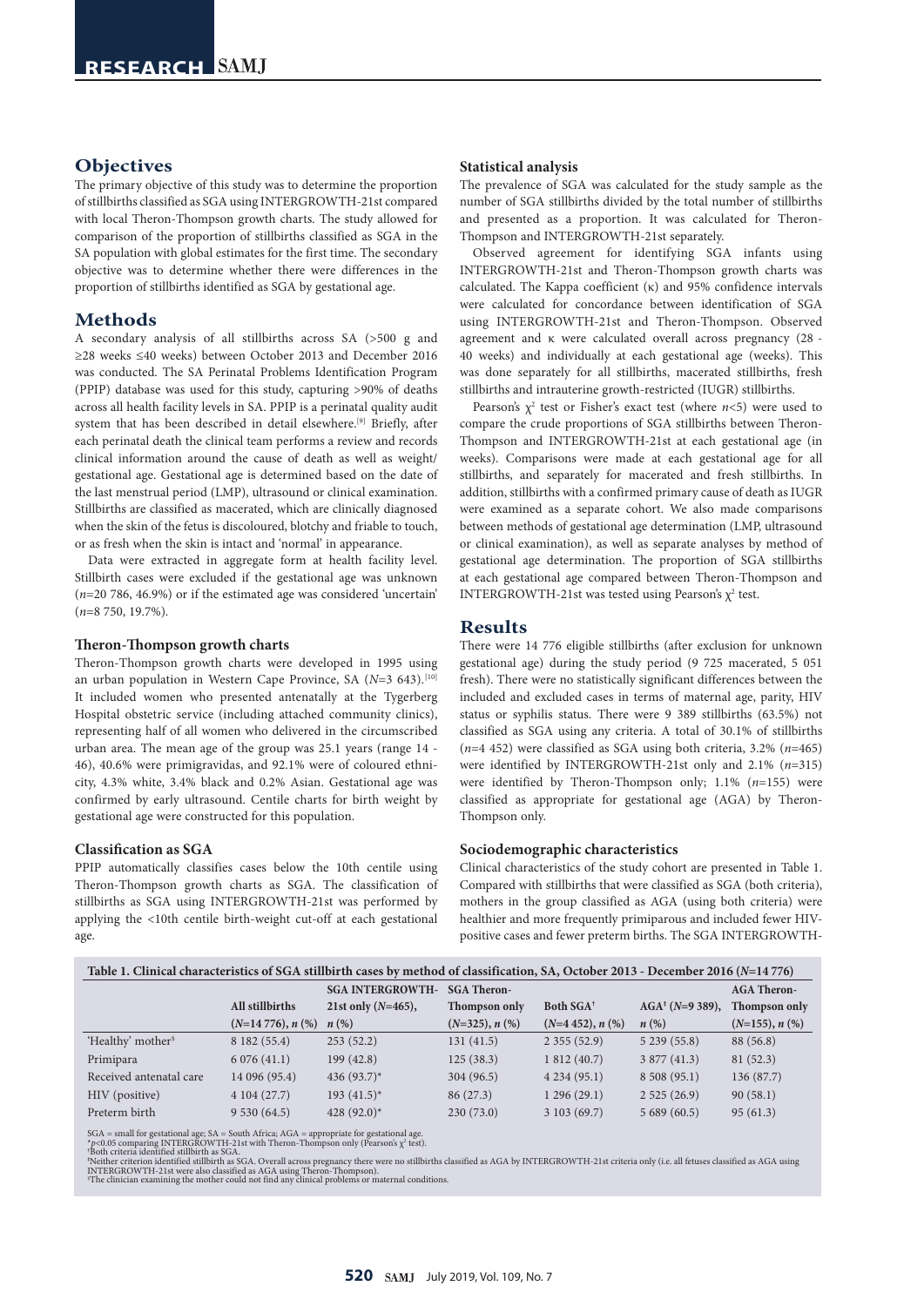## Objectives

The primary objective of this study was to determine the proportion of stillbirths classified as SGA using INTERGROWTH-21st compared with local Theron-Thompson growth charts. The study allowed for comparison of the proportion of stillbirths classified as SGA in the SA population with global estimates for the first time. The secondary objective was to determine whether there were differences in the proportion of stillbirths identified as SGA by gestational age.

## Methods

A secondary analysis of all stillbirths across SA (>500 g and ≥28 weeks ≤40 weeks) between October 2013 and December 2016 was conducted. The SA Perinatal Problems Identification Program (PPIP) database was used for this study, capturing >90% of deaths across all health facility levels in SA. PPIP is a perinatal quality audit system that has been described in detail elsewhere.[9] Briefly, after each perinatal death the clinical team performs a review and records clinical information around the cause of death as well as weight/gestational age. Gestational age is determined based on the date of the last menstrual period (LMP), ultrasound or clinical examination. Stillbirths are classified as macerated, which are clinically diagnosed when the skin of the fetus is discoloured, blotchy and friable to touch, or as fresh when the skin is intact and 'normal' in appearance.

Data were extracted in aggregate form at health facility level. Stillbirth cases were excluded if the gestational age was unknown ($n$=20 786, 46.9%) or if the estimated age was considered 'uncertain' ($n$=8 750, 19.7%).

### Theron-Thompson growth charts

Theron-Thompson growth charts were developed in 1995 using an urban population in Western Cape Province, SA ($N$=3 643).[10] It included women who presented antenatally at the Tygerberg Hospital obstetric service (including attached community clinics), representing half of all women who delivered in the circumscribed urban area. The mean age of the group was 25.1 years (range 14 - 46), 40.6% were primigravidas, and 92.1% were of coloured ethnicity, 4.3% white, 3.4% black and 0.2% Asian. Gestational age was confirmed by early ultrasound. Centile charts for birth weight by gestational age were constructed for this population.

### Classification as SGA

PPIP automatically classifies cases below the 10th centile using Theron-Thompson growth charts as SGA. The classification of stillbirths as SGA using INTERGROWTH-21st was performed by applying the <10th centile birth-weight cut-off at each gestational age.

### Statistical analysis

The prevalence of SGA was calculated for the study sample as the number of SGA stillbirths divided by the total number of stillbirths and presented as a proportion. It was calculated for Theron-Thompson and INTERGROWTH-21st separately.

Observed agreement for identifying SGA infants using INTERGROWTH-21st and Theron-Thompson growth charts was calculated. The Kappa coefficient (κ) and 95% confidence intervals were calculated for concordance between identification of SGA using INTERGROWTH-21st and Theron-Thompson. Observed agreement and κ were calculated overall across pregnancy (28 - 40 weeks) and individually at each gestational age (weeks). This was done separately for all stillbirths, macerated stillbirths, fresh stillbirths and intrauterine growth-restricted (IUGR) stillbirths.

Pearson's $\chi^2$ test or Fisher's exact test (where $n$<5) were used to compare the crude proportions of SGA stillbirths between Theron-Thompson and INTERGROWTH-21st at each gestational age (in weeks). Comparisons were made at each gestational age for all stillbirths, and separately for macerated and fresh stillbirths. In addition, stillbirths with a confirmed primary cause of death as IUGR were examined as a separate cohort. We also made comparisons between methods of gestational age determination (LMP, ultrasound or clinical examination), as well as separate analyses by method of gestational age determination. The proportion of SGA stillbirths at each gestational age compared between Theron-Thompson and INTERGROWTH-21st was tested using Pearson's $\chi^2$ test.

## Results

There were 14 776 eligible stillbirths (after exclusion for unknown gestational age) during the study period (9 725 macerated, 5 051 fresh). There were no statistically significant differences between the included and excluded cases in terms of maternal age, parity, HIV status or syphilis status. There were 9 389 stillbirths (63.5%) not classified as SGA using any criteria. A total of 30.1% of stillbirths ($n$=4 452) were classified as SGA using both criteria, 3.2% ($n$=465) were identified by INTERGROWTH-21st only and 2.1% ($n$=315) were identified by Theron-Thompson only; 1.1% ($n$=155) were classified as appropriate for gestational age (AGA) by Theron-Thompson only.

### Sociodemographic characteristics

Clinical characteristics of the study cohort are presented in Table 1. Compared with stillbirths that were classified as SGA (both criteria), mothers in the group classified as AGA (using both criteria) were healthier and more frequently primiparous and included fewer HIV-positive cases and fewer preterm births. The SGA INTERGROWTH-

**Table 1. Clinical characteristics of SGA stillbirth cases by method of classification, SA, October 2013 - December 2016 ($N$=14 776)**

| | All stillbirths ($N$=14 776), $n$ (%) | SGA INTERGROWTH-21st only ($N$=465), $n$ (%) | SGA Theron-Thompson only ($N$=325), $n$ (%) | Both SGA[†] ($N$=4 452), $n$ (%) | AGA[‡] ($N$=9 389), $n$ (%) | AGA Theron-Thompson only ($N$=155), $n$ (%) |
|---|---|---|---|---|---|---|
| 'Healthy' mother[§] | 8 182 (55.4) | 253 (52.2) | 131 (41.5) | 2 355 (52.9) | 5 239 (55.8) | 88 (56.8) |
| Primipara | 6 076 (41.1) | 199 (42.8) | 125 (38.3) | 1 812 (40.7) | 3 877 (41.3) | 81 (52.3) |
| Received antenatal care | 14 096 (95.4) | 436 (93.7)* | 304 (96.5) | 4 234 (95.1) | 8 508 (95.1) | 136 (87.7) |
| HIV (positive) | 4 104 (27.7) | 193 (41.5)* | 86 (27.3) | 1 296 (29.1) | 2 525 (26.9) | 90 (58.1) |
| Preterm birth | 9 530 (64.5) | 428 (92.0)* | 230 (73.0) | 3 103 (69.7) | 5 689 (60.5) | 95 (61.3) |

SGA = small for gestational age; SA = South Africa; AGA = appropriate for gestational age.
*$p$<0.05 comparing INTERGROWTH-21st with Theron-Thompson only (Pearson's $\chi^2$ test).
†Both criteria identified stillbirth as SGA.
‡Neither criterion identified stillbirth as SGA. Overall across pregnancy there were no stillbirths classified as AGA by INTERGROWTH-21st criteria only (i.e. all fetuses classified as AGA using INTERGROWTH-21st were also classified as AGA using Theron-Thompson).
§The clinician examining the mother could not find any clinical problems or maternal conditions.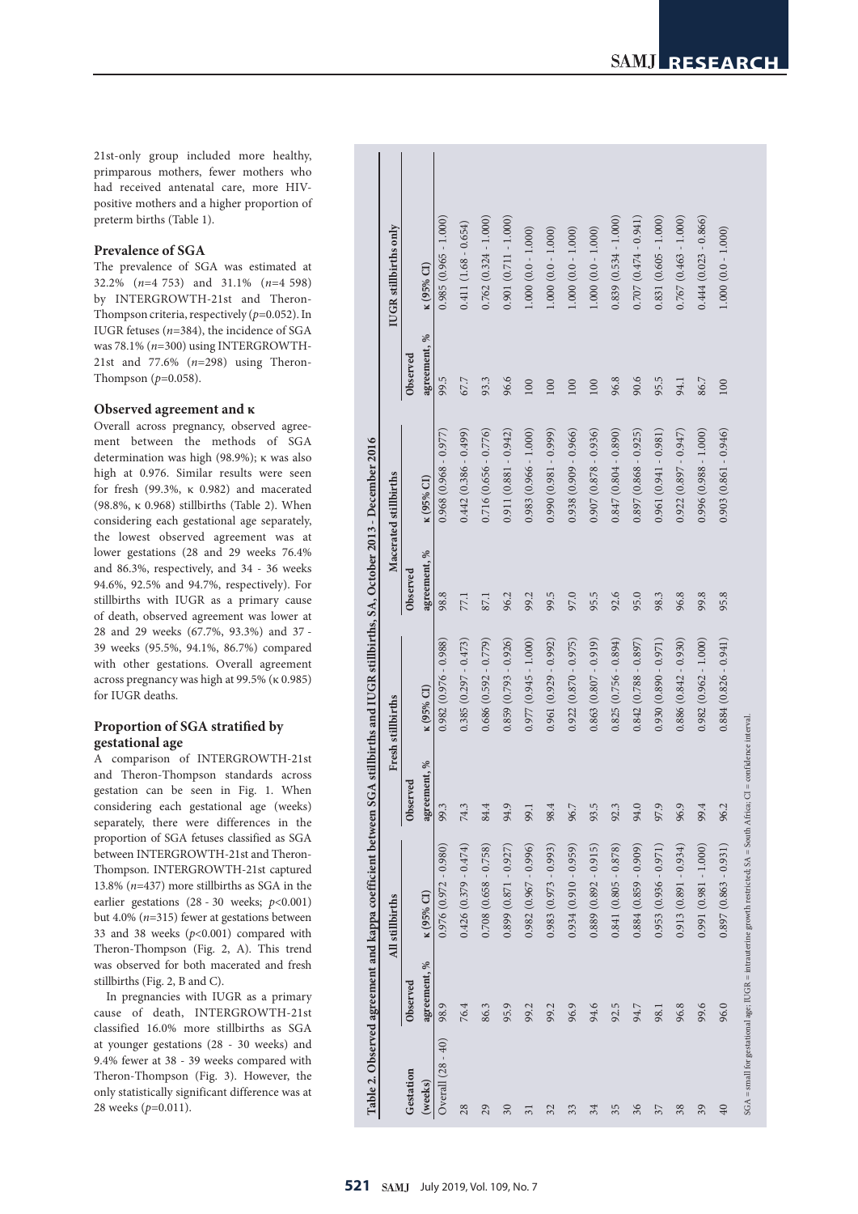21st-only group included more healthy, primparous mothers, fewer mothers who had received antenatal care, more HIV-positive mothers and a higher proportion of preterm births (Table 1).

### Prevalence of SGA

The prevalence of SGA was estimated at 32.2% ($n$=4 753) and 31.1% ($n$=4 598) by INTERGROWTH-21st and Theron-Thompson criteria, respectively ($p$=0.052). In IUGR fetuses ($n$=384), the incidence of SGA was 78.1% ($n$=300) using INTERGROWTH-21st and 77.6% ($n$=298) using Theron-Thompson ($p$=0.058).

### Observed agreement and κ

Overall across pregnancy, observed agreement between the methods of SGA determination was high (98.9%); κ was also high at 0.976. Similar results were seen for fresh (99.3%, κ 0.982) and macerated (98.8%, κ 0.968) stillbirths (Table 2). When considering each gestational age separately, the lowest observed agreement was at lower gestations (28 and 29 weeks 76.4% and 86.3%, respectively, and 34 - 36 weeks 94.6%, 92.5% and 94.7%, respectively). For stillbirths with IUGR as a primary cause of death, observed agreement was lower at 28 and 29 weeks (67.7%, 93.3%) and 37 - 39 weeks (95.5%, 94.1%, 86.7%) compared with other gestations. Overall agreement across pregnancy was high at 99.5% (κ 0.985) for IUGR deaths.

### Proportion of SGA stratified by gestational age

A comparison of INTERGROWTH-21st and Theron-Thompson standards across gestation can be seen in Fig. 1. When considering each gestational age (weeks) separately, there were differences in the proportion of SGA fetuses classified as SGA between INTERGROWTH-21st and Theron-Thompson. INTERGROWTH-21st captured 13.8% ($n$=437) more stillbirths as SGA in the earlier gestations (28 - 30 weeks; $p$<0.001) but 4.0% ($n$=315) fewer at gestations between 33 and 38 weeks ($p$<0.001) compared with Theron-Thompson (Fig. 2, A). This trend was observed for both macerated and fresh stillbirths (Fig. 2, B and C).

In pregnancies with IUGR as a primary cause of death, INTERGROWTH-21st classified 16.0% more stillbirths as SGA at younger gestations (28 - 30 weeks) and 9.4% fewer at 38 - 39 weeks compared with Theron-Thompson (Fig. 3). However, the only statistically significant difference was at 28 weeks ($p$=0.011).

**Table 2. Observed agreement and kappa coefficient between SGA stillbirths and IUGR stillbirths, SA, October 2013 - December 2016**

| Gestation (weeks) | All stillbirths | | Fresh stillbirths | | Macerated stillbirths | | IUGR stillbirths only | |
|---|---|---|---|---|---|---|---|---|
| | Observed agreement, % | κ (95% CI) | Observed agreement, % | κ (95% CI) | Observed agreement, % | κ (95% CI) | Observed agreement, % | κ (95% CI) |
| Overall (28 - 40) | 98.9 | 0.976 (0.972 - 0.980) | 99.3 | 0.982 (0.976 - 0.988) | 98.8 | 0.968 (0.968 - 0.977) | 99.5 | 0.985 (0.965 - 1.000) |
| 28 | 76.4 | 0.426 (0.379 - 0.474) | 74.3 | 0.385 (0.297 - 0.473) | 77.1 | 0.442 (0.386 - 0.499) | 67.7 | 0.411 (1.68 - 0.654) |
| 29 | 86.3 | 0.708 (0.658 - 0.758) | 84.4 | 0.686 (0.592 - 0.779) | 87.1 | 0.716 (0.656 - 0.776) | 93.3 | 0.762 (0.324 - 1.000) |
| 30 | 95.9 | 0.899 (0.871 - 0.927) | 94.9 | 0.859 (0.793 - 0.926) | 96.2 | 0.911 (0.881 - 0.942) | 96.6 | 0.901 (0.711 - 1.000) |
| 31 | 99.2 | 0.982 (0.967 - 0.996) | 99.1 | 0.977 (0.945 - 1.000) | 99.2 | 0.983 (0.966 - 1.000) | 100 | 1.000 (0.0 - 1.000) |
| 32 | 99.2 | 0.983 (0.973 - 0.993) | 98.4 | 0.961 (0.929 - 0.992) | 99.5 | 0.990 (0.981 - 0.999) | 100 | 1.000 (0.0 - 1.000) |
| 33 | 96.9 | 0.934 (0.910 - 0.959) | 96.7 | 0.922 (0.870 - 0.975) | 97.0 | 0.938 (0.909 - 0.966) | 100 | 1.000 (0.0 - 1.000) |
| 34 | 94.6 | 0.889 (0.892 - 0.915) | 93.5 | 0.863 (0.807 - 0.919) | 95.5 | 0.907 (0.878 - 0.936) | 100 | 1.000 (0.0 - 1.000) |
| 35 | 92.5 | 0.841 (0.805 - 0.878) | 92.3 | 0.825 (0.756 - 0.894) | 92.6 | 0.847 (0.804 - 0.890) | 96.8 | 0.839 (0.534 - 1.000) |
| 36 | 94.7 | 0.884 (0.859 - 0.909) | 94.0 | 0.842 (0.788 - 0.897) | 95.0 | 0.897 (0.868 - 0.925) | 90.6 | 0.707 (0.474 - 0.941) |
| 37 | 98.1 | 0.953 (0.936 - 0.971) | 97.9 | 0.930 (0.890 - 0.971) | 98.3 | 0.961 (0.941 - 0.981) | 95.5 | 0.831 (0.605 - 1.000) |
| 38 | 96.8 | 0.913 (0.891 - 0.934) | 96.9 | 0.886 (0.842 - 0.930) | 96.8 | 0.922 (0.897 - 0.947) | 94.1 | 0.767 (0.463 - 1.000) |
| 39 | 99.6 | 0.991 (0.981 - 1.000) | 99.4 | 0.982 (0.962 - 1.000) | 99.8 | 0.996 (0.988 - 1.000) | 86.7 | 0.444 (0.023 - 0.866) |
| 40 | 96.0 | 0.897 (0.863 - 0.931) | 96.2 | 0.884 (0.826 - 0.941) | 95.8 | 0.903 (0.861 - 0.946) | 100 | 1.000 (0.0 - 1.000) |

SGA = small for gestational age; IUGR = intrauterine growth restricted; SA = South Africa; CI = confidence interval.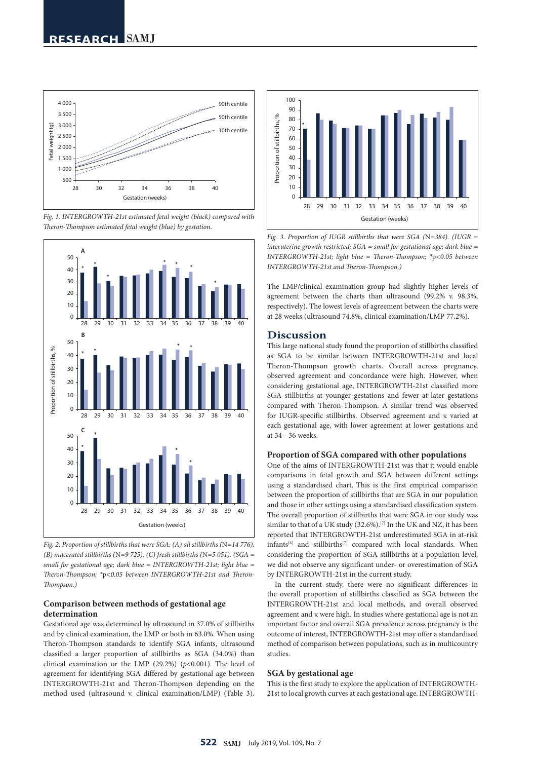Fig. 1. INTERGROWTH-21st estimated fetal weight (black) compared with Theron-Thompson estimated fetal weight (blue) by gestation.

Fig. 2. Proportion of stillbirths that were SGA: (A) all stillbirths (N=14 776), (B) macerated stillbirths (N=9 725), (C) fresh stillbirths (N=5 051). (SGA = small for gestational age; dark blue = INTERGROWTH-21st; light blue = Theron-Thompson; *p<0.05 between INTERGROWTH-21st and Theron-Thompson.)

### Comparison between methods of gestational age determination

Gestational age was determined by ultrasound in 37.0% of stillbirths and by clinical examination, the LMP or both in 63.0%. When using Theron-Thompson standards to identify SGA infants, ultrasound classified a larger proportion of stillbirths as SGA (34.0%) than clinical examination or the LMP (29.2%) ($p$<0.001). The level of agreement for identifying SGA differed by gestational age between INTERGROWTH-21st and Theron-Thompson depending on the method used (ultrasound v. clinical examination/LMP) (Table 3).

Fig. 3. Proportion of IUGR stillbirths that were SGA (N=384). (IUGR = interuterine growth restricted; SGA = small for gestational age; dark blue = INTERGROWTH-21st; light blue = Theron-Thompson; *p<0.05 between INTERGROWTH-21st and Theron-Thompson.)

The LMP/clinical examination group had slightly higher levels of agreement between the charts than ultrasound (99.2% v. 98.3%, respectively). The lowest levels of agreement between the charts were at 28 weeks (ultrasound 74.8%, clinical examination/LMP 77.2%).

## Discussion

This large national study found the proportion of stillbirths classified as SGA to be similar between INTERGROWTH-21st and local Theron-Thompson growth charts. Overall across pregnancy, observed agreement and concordance were high. However, when considering gestational age, INTERGROWTH-21st classified more SGA stillbirths at younger gestations and fewer at later gestations compared with Theron-Thompson. A similar trend was observed for IUGR-specific stillbirths. Observed agreement and κ varied at each gestational age, with lower agreement at lower gestations and at 34 - 36 weeks.

### Proportion of SGA compared with other populations

One of the aims of INTERGROWTH-21st was that it would enable comparisons in fetal growth and SGA between different settings using a standardised chart. This is the first empirical comparison between the proportion of stillbirths that are SGA in our population and those in other settings using a standardised classification system. The overall proportion of stillbirths that were SGA in our study was similar to that of a UK study (32.6%).[7] In the UK and NZ, it has been reported that INTERGROWTH-21st underestimated SGA in at-risk infants[6] and stillbirths[7] compared with local standards. When considering the proportion of SGA stillbirths at a population level, we did not observe any significant under- or overestimation of SGA by INTERGROWTH-21st in the current study.

In the current study, there were no significant differences in the overall proportion of stillbirths classified as SGA between the INTERGROWTH-21st and local methods, and overall observed agreement and κ were high. In studies where gestational age is not an important factor and overall SGA prevalence across pregnancy is the outcome of interest, INTERGROWTH-21st may offer a standardised method of comparison between populations, such as in multicountry studies.

### SGA by gestational age

This is the first study to explore the application of INTERGROWTH-21st to local growth curves at each gestational age. INTERGROWTH-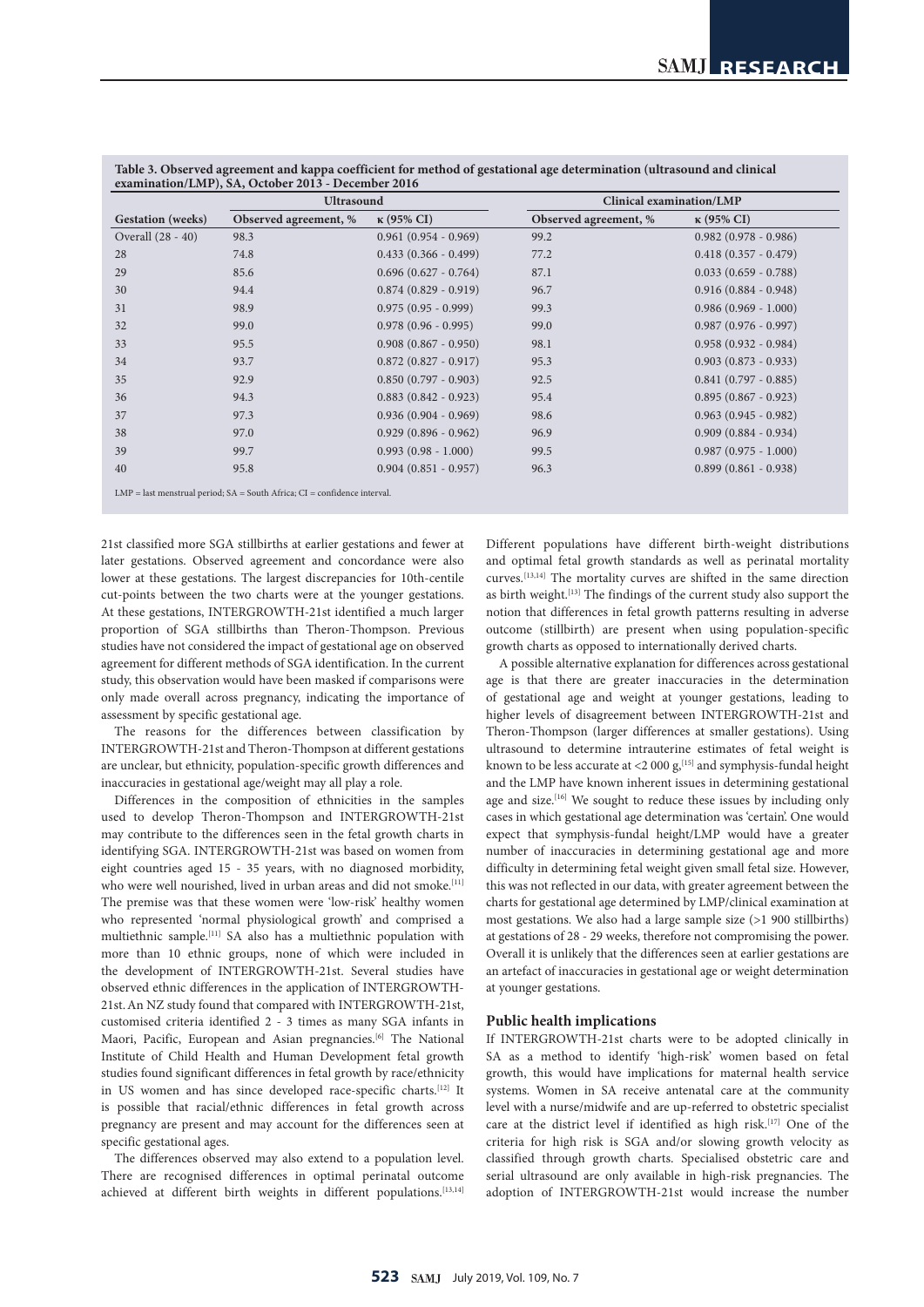**Table 3. Observed agreement and kappa coefficient for method of gestational age determination (ultrasound and clinical examination/LMP), SA, October 2013 - December 2016**

| | Ultrasound | | Clinical examination/LMP | |
|---|---|---|---|---|
| Gestation (weeks) | Observed agreement, % | κ (95% CI) | Observed agreement, % | κ (95% CI) |
| Overall (28 - 40) | 98.3 | 0.961 (0.954 - 0.969) | 99.2 | 0.982 (0.978 - 0.986) |
| 28 | 74.8 | 0.433 (0.366 - 0.499) | 77.2 | 0.418 (0.357 - 0.479) |
| 29 | 85.6 | 0.696 (0.627 - 0.764) | 87.1 | 0.033 (0.659 - 0.788) |
| 30 | 94.4 | 0.874 (0.829 - 0.919) | 96.7 | 0.916 (0.884 - 0.948) |
| 31 | 98.9 | 0.975 (0.95 - 0.999) | 99.3 | 0.986 (0.969 - 1.000) |
| 32 | 99.0 | 0.978 (0.96 - 0.995) | 99.0 | 0.987 (0.976 - 0.997) |
| 33 | 95.5 | 0.908 (0.867 - 0.950) | 98.1 | 0.958 (0.932 - 0.984) |
| 34 | 93.7 | 0.872 (0.827 - 0.917) | 95.3 | 0.903 (0.873 - 0.933) |
| 35 | 92.9 | 0.850 (0.797 - 0.903) | 92.5 | 0.841 (0.797 - 0.885) |
| 36 | 94.3 | 0.883 (0.842 - 0.923) | 95.4 | 0.895 (0.867 - 0.923) |
| 37 | 97.3 | 0.936 (0.904 - 0.969) | 98.6 | 0.963 (0.945 - 0.982) |
| 38 | 97.0 | 0.929 (0.896 - 0.962) | 96.9 | 0.909 (0.884 - 0.934) |
| 39 | 99.7 | 0.993 (0.98 - 1.000) | 99.5 | 0.987 (0.975 - 1.000) |
| 40 | 95.8 | 0.904 (0.851 - 0.957) | 96.3 | 0.899 (0.861 - 0.938) |

LMP = last menstrual period; SA = South Africa; CI = confidence interval.

21st classified more SGA stillbirths at earlier gestations and fewer at later gestations. Observed agreement and concordance were also lower at these gestations. The largest discrepancies for 10th-centile cut-points between the two charts were at the younger gestations. At these gestations, INTERGROWTH-21st identified a much larger proportion of SGA stillbirths than Theron-Thompson. Previous studies have not considered the impact of gestational age on observed agreement for different methods of SGA identification. In the current study, this observation would have been masked if comparisons were only made overall across pregnancy, indicating the importance of assessment by specific gestational age.

The reasons for the differences between classification by INTERGROWTH-21st and Theron-Thompson at different gestations are unclear, but ethnicity, population-specific growth differences and inaccuracies in gestational age/weight may all play a role.

Differences in the composition of ethnicities in the samples used to develop Theron-Thompson and INTERGROWTH-21st may contribute to the differences seen in the fetal growth charts in identifying SGA. INTERGROWTH-21st was based on women from eight countries aged 15 - 35 years, with no diagnosed morbidity, who were well nourished, lived in urban areas and did not smoke.[11] The premise was that these women were 'low-risk' healthy women who represented 'normal physiological growth' and comprised a multiethnic sample.[11] SA also has a multiethnic population with more than 10 ethnic groups, none of which were included in the development of INTERGROWTH-21st. Several studies have observed ethnic differences in the application of INTERGROWTH-21st. An NZ study found that compared with INTERGROWTH-21st, customised criteria identified 2 - 3 times as many SGA infants in Maori, Pacific, European and Asian pregnancies.[6] The National Institute of Child Health and Human Development fetal growth studies found significant differences in fetal growth by race/ethnicity in US women and has since developed race-specific charts.[12] It is possible that racial/ethnic differences in fetal growth across pregnancy are present and may account for the differences seen at specific gestational ages.

The differences observed may also extend to a population level. There are recognised differences in optimal perinatal outcome achieved at different birth weights in different populations.[13,14] Different populations have different birth-weight distributions and optimal fetal growth standards as well as perinatal mortality curves.[13,14] The mortality curves are shifted in the same direction as birth weight.[13] The findings of the current study also support the notion that differences in fetal growth patterns resulting in adverse outcome (stillbirth) are present when using population-specific growth charts as opposed to internationally derived charts.

A possible alternative explanation for differences across gestational age is that there are greater inaccuracies in the determination of gestational age and weight at younger gestations, leading to higher levels of disagreement between INTERGROWTH-21st and Theron-Thompson (larger differences at smaller gestations). Using ultrasound to determine intrauterine estimates of fetal weight is known to be less accurate at <2 000 g,[15] and symphysis-fundal height and the LMP have known inherent issues in determining gestational age and size.[16] We sought to reduce these issues by including only cases in which gestational age determination was 'certain'. One would expect that symphysis-fundal height/LMP would have a greater number of inaccuracies in determining gestational age and more difficulty in determining fetal weight given small fetal size. However, this was not reflected in our data, with greater agreement between the charts for gestational age determined by LMP/clinical examination at most gestations. We also had a large sample size (>1 900 stillbirths) at gestations of 28 - 29 weeks, therefore not compromising the power. Overall it is unlikely that the differences seen at earlier gestations are an artefact of inaccuracies in gestational age or weight determination at younger gestations.

### Public health implications

If INTERGROWTH-21st charts were to be adopted clinically in SA as a method to identify 'high-risk' women based on fetal growth, this would have implications for maternal health service systems. Women in SA receive antenatal care at the community level with a nurse/midwife and are up-referred to obstetric specialist care at the district level if identified as high risk.[17] One of the criteria for high risk is SGA and/or slowing growth velocity as classified through growth charts. Specialised obstetric care and serial ultrasound are only available in high-risk pregnancies. The adoption of INTERGROWTH-21st would increase the number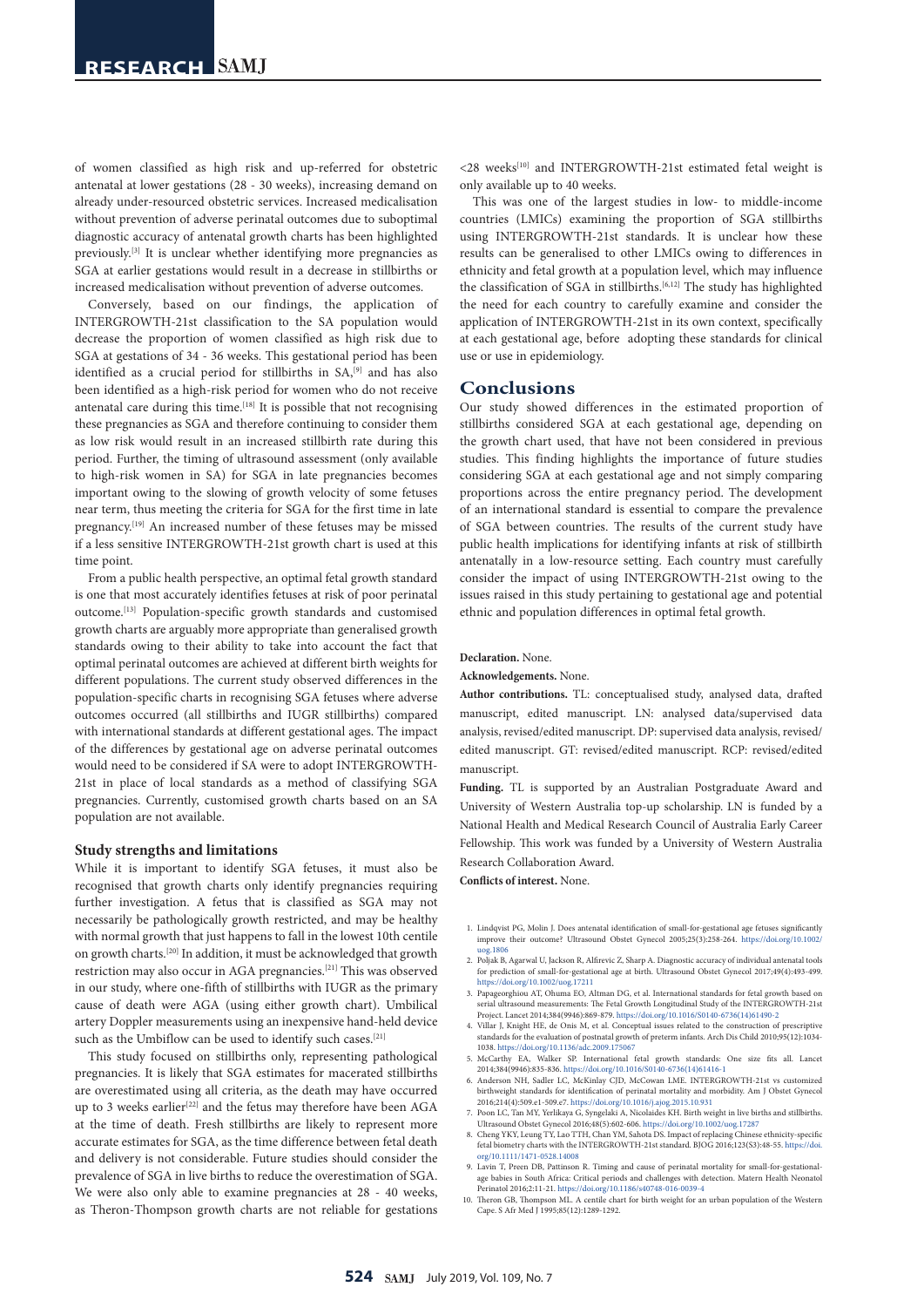of women classified as high risk and up-referred for obstetric antenatal at lower gestations (28 - 30 weeks), increasing demand on already under-resourced obstetric services. Increased medicalisation without prevention of adverse perinatal outcomes due to suboptimal diagnostic accuracy of antenatal growth charts has been highlighted previously.[3] It is unclear whether identifying more pregnancies as SGA at earlier gestations would result in a decrease in stillbirths or increased medicalisation without prevention of adverse outcomes.

Conversely, based on our findings, the application of INTERGROWTH-21st classification to the SA population would decrease the proportion of women classified as high risk due to SGA at gestations of 34 - 36 weeks. This gestational period has been identified as a crucial period for stillbirths in SA,[9] and has also been identified as a high-risk period for women who do not receive antenatal care during this time.[18] It is possible that not recognising these pregnancies as SGA and therefore continuing to consider them as low risk would result in an increased stillbirth rate during this period. Further, the timing of ultrasound assessment (only available to high-risk women in SA) for SGA in late pregnancies becomes important owing to the slowing of growth velocity of some fetuses near term, thus meeting the criteria for SGA for the first time in late pregnancy.[19] An increased number of these fetuses may be missed if a less sensitive INTERGROWTH-21st growth chart is used at this time point.

From a public health perspective, an optimal fetal growth standard is one that most accurately identifies fetuses at risk of poor perinatal outcome.[13] Population-specific growth standards and customised growth charts are arguably more appropriate than generalised growth standards owing to their ability to take into account the fact that optimal perinatal outcomes are achieved at different birth weights for different populations. The current study observed differences in the population-specific charts in recognising SGA fetuses where adverse outcomes occurred (all stillbirths and IUGR stillbirths) compared with international standards at different gestational ages. The impact of the differences by gestational age on adverse perinatal outcomes would need to be considered if SA were to adopt INTERGROWTH-21st in place of local standards as a method of classifying SGA pregnancies. Currently, customised growth charts based on an SA population are not available.

### Study strengths and limitations

While it is important to identify SGA fetuses, it must also be recognised that growth charts only identify pregnancies requiring further investigation. A fetus that is classified as SGA may not necessarily be pathologically growth restricted, and may be healthy with normal growth that just happens to fall in the lowest 10th centile on growth charts.[20] In addition, it must be acknowledged that growth restriction may also occur in AGA pregnancies.[21] This was observed in our study, where one-fifth of stillbirths with IUGR as the primary cause of death were AGA (using either growth chart). Umbilical artery Doppler measurements using an inexpensive hand-held device such as the Umbiflow can be used to identify such cases.[21]

This study focused on stillbirths only, representing pathological pregnancies. It is likely that SGA estimates for macerated stillbirths are overestimated using all criteria, as the death may have occurred up to 3 weeks earlier[22] and the fetus may therefore have been AGA at the time of death. Fresh stillbirths are likely to represent more accurate estimates for SGA, as the time difference between fetal death and delivery is not considerable. Future studies should consider the prevalence of SGA in live births to reduce the overestimation of SGA. We were also only able to examine pregnancies at 28 - 40 weeks, as Theron-Thompson growth charts are not reliable for gestations <28 weeks[10] and INTERGROWTH-21st estimated fetal weight is only available up to 40 weeks.

This was one of the largest studies in low- to middle-income countries (LMICs) examining the proportion of SGA stillbirths using INTERGROWTH-21st standards. It is unclear how these results can be generalised to other LMICs owing to differences in ethnicity and fetal growth at a population level, which may influence the classification of SGA in stillbirths.[6,12] The study has highlighted the need for each country to carefully examine and consider the application of INTERGROWTH-21st in its own context, specifically at each gestational age, before adopting these standards for clinical use or use in epidemiology.

## Conclusions

Our study showed differences in the estimated proportion of stillbirths considered SGA at each gestational age, depending on the growth chart used, that have not been considered in previous studies. This finding highlights the importance of future studies considering SGA at each gestational age and not simply comparing proportions across the entire pregnancy period. The development of an international standard is essential to compare the prevalence of SGA between countries. The results of the current study have public health implications for identifying infants at risk of stillbirth antenatally in a low-resource setting. Each country must carefully consider the impact of using INTERGROWTH-21st owing to the issues raised in this study pertaining to gestational age and potential ethnic and population differences in optimal fetal growth.

**Declaration.** None.

**Acknowledgements.** None.

**Author contributions.** TL: conceptualised study, analysed data, drafted manuscript, edited manuscript. LN: analysed data/supervised data analysis, revised/edited manuscript. DP: supervised data analysis, revised/edited manuscript. GT: revised/edited manuscript. RCP: revised/edited manuscript.

**Funding.** TL is supported by an Australian Postgraduate Award and University of Western Australia top-up scholarship. LN is funded by a National Health and Medical Research Council of Australia Early Career Fellowship. This work was funded by a University of Western Australia Research Collaboration Award.

**Conflicts of interest.** None.

1. Lindqvist PG, Molin J. Does antenatal identification of small-for-gestational age fetuses significantly improve their outcome? Ultrasound Obstet Gynecol 2005;25(3):258-264. https://doi.org/10.1002/uog.1806
2. Poljak B, Agarwal U, Jackson R, Alfirevic Z, Sharp A. Diagnostic accuracy of individual antenatal tools for prediction of small-for-gestational age at birth. Ultrasound Obstet Gynecol 2017;49(4):493-499. https://doi.org/10.1002/uog.17211
3. Papageorghiou AT, Ohuma EO, Altman DG, et al. International standards for fetal growth based on serial ultrasound measurements: The Fetal Growth Longitudinal Study of the INTERGROWTH-21st Project. Lancet 2014;384(9946):869-879. https://doi.org/10.1016/S0140-6736(14)61490-2
4. Villar J, Knight HE, de Onis M, et al. Conceptual issues related to the construction of prescriptive standards for the evaluation of postnatal growth of preterm infants. Arch Dis Child 2010;95(12):1034-1038. https://doi.org/10.1136/adc.2009.175067
5. McCarthy EA, Walker SP. International fetal growth standards: One size fits all. Lancet 2014;384(9946):835-836. https://doi.org/10.1016/S0140-6736(14)61416-1
6. Anderson NH, Sadler LC, McKinlay CJD, McCowan LME. INTERGROWTH-21st vs customized birthweight standards for identification of perinatal mortality and morbidity. Am J Obstet Gynecol 2016;214(4):509.e1-509.e7. https://doi.org/10.1016/j.ajog.2015.10.931
7. Poon LC, Tan MY, Yerlikaya G, Syngelaki A, Nicolaides KH. Birth weight in live births and stillbirths. Ultrasound Obstet Gynecol 2016;48(5):602-606. https://doi.org/10.1002/uog.17287
8. Cheng YKY, Leung TY, Lao TTH, Chan YM, Sahota DS. Impact of replacing Chinese ethnicity-specific fetal biometry charts with the INTERGROWTH-21st standard. BJOG 2016;123(S3):48-55. https://doi.org/10.1111/1471-0528.14008
9. Lavin T, Preen DB, Pattinson R. Timing and cause of perinatal mortality for small-for-gestational-age babies in South Africa: Critical periods and challenges with detection. Matern Health Neonatol Perinatol 2016;2:11-21. https://doi.org/10.1186/s40748-016-0039-4
10. Theron GB, Thompson ML. A centile chart for birth weight for an urban population of the Western Cape. S Afr Med J 1995;85(12):1289-1292.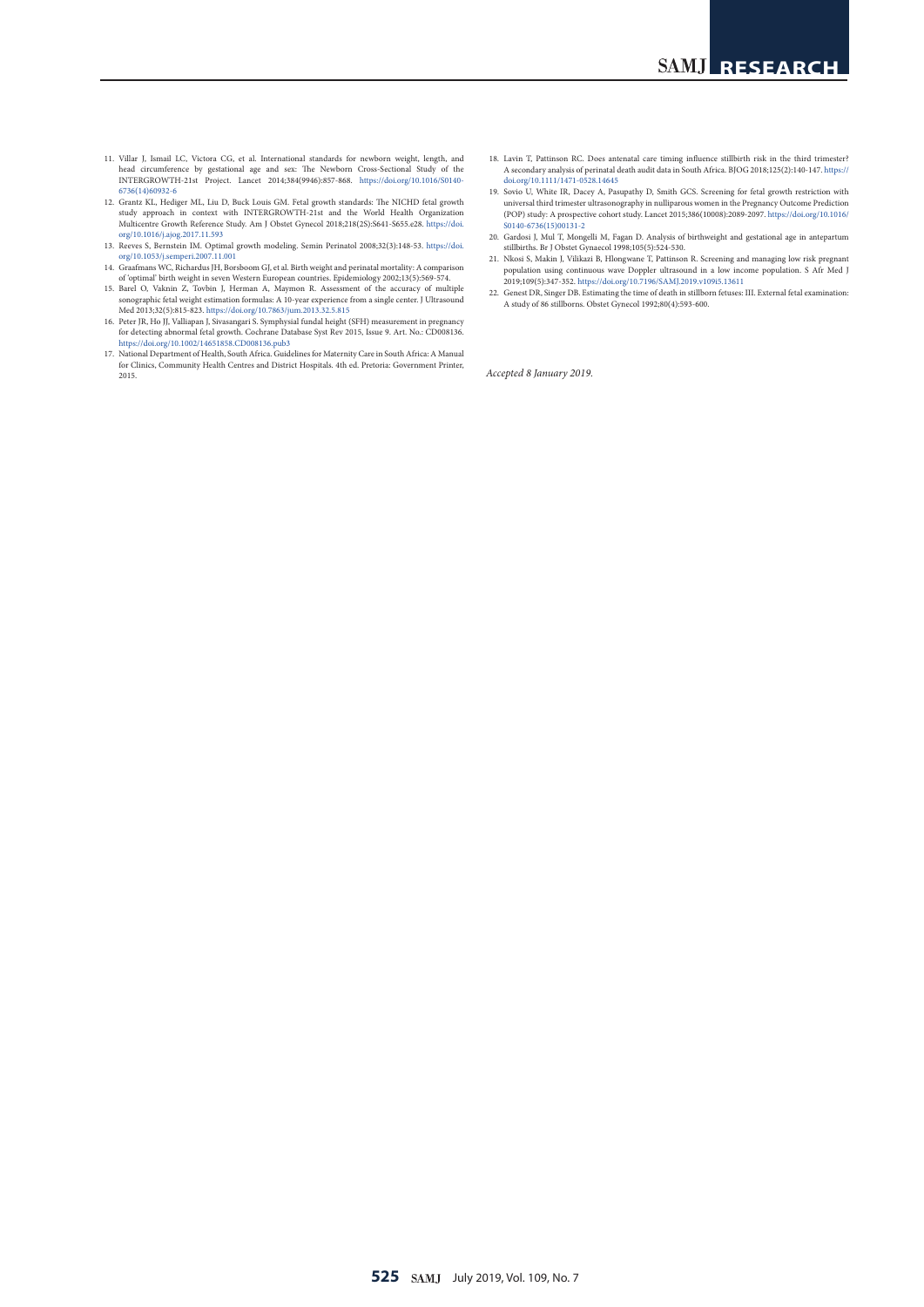11. Villar J, Ismail LC, Victora CG, et al. International standards for newborn weight, length, and head circumference by gestational age and sex: The Newborn Cross-Sectional Study of the INTERGROWTH-21st Project. Lancet 2014;384(9946):857-868. https://doi.org/10.1016/S0140-6736(14)60932-6
12. Grantz KL, Hediger ML, Liu D, Buck Louis GM. Fetal growth standards: The NICHD fetal growth study approach in context with INTERGROWTH-21st and the World Health Organization Multicentre Growth Reference Study. Am J Obstet Gynecol 2018;218(2S):S641-S655.e28. https://doi.org/10.1016/j.ajog.2017.11.593
13. Reeves S, Bernstein IM. Optimal growth modeling. Semin Perinatol 2008;32(3):148-53. https://doi.org/10.1053/j.semperi.2007.11.001
14. Graafmans WC, Richardus JH, Borsboom GJ, et al. Birth weight and perinatal mortality: A comparison of 'optimal' birth weight in seven Western European countries. Epidemiology 2002;13(5):569-574.
15. Barel O, Vaknin Z, Tovbin J, Herman A, Maymon R. Assessment of the accuracy of multiple sonographic fetal weight estimation formulas: A 10-year experience from a single center. J Ultrasound Med 2013;32(5):815-823. https://doi.org/10.7863/jum.2013.32.5.815
16. Peter JR, Ho JJ, Valliapan J, Sivasangari S. Symphysial fundal height (SFH) measurement in pregnancy for detecting abnormal fetal growth. Cochrane Database Syst Rev 2015, Issue 9. Art. No.: CD008136. https://doi.org/10.1002/14651858.CD008136.pub3
17. National Department of Health, South Africa. Guidelines for Maternity Care in South Africa: A Manual for Clinics, Community Health Centres and District Hospitals. 4th ed. Pretoria: Government Printer, 2015.
18. Lavin T, Pattinson RC. Does antenatal care timing influence stillbirth risk in the third trimester? A secondary analysis of perinatal death audit data in South Africa. BJOG 2018;125(2):140-147. https://doi.org/10.1111/1471-0528.14645
19. Sovio U, White IR, Dacey A, Pasupathy D, Smith GCS. Screening for fetal growth restriction with universal third trimester ultrasonography in nulliparous women in the Pregnancy Outcome Prediction (POP) study: A prospective cohort study. Lancet 2015;386(10008):2089-2097. https://doi.org/10.1016/S0140-6736(15)00131-2
20. Gardosi J, Mul T, Mongelli M, Fagan D. Analysis of birthweight and gestational age in antepartum stillbirths. Br J Obstet Gynaecol 1998;105(5):524-530.
21. Nkosi S, Makin J, Vilikazi B, Hlongwane T, Pattinson R. Screening and managing low risk pregnant population using continuous wave Doppler ultrasound in a low income population. S Afr Med J 2019;109(5):347-352. https://doi.org/10.7196/SAMJ.2019.v109i5.13611
22. Genest DR, Singer DB. Estimating the time of death in stillborn fetuses: III. External fetal examination: A study of 86 stillborns. Obstet Gynecol 1992;80(4):593-600.

*Accepted 8 January 2019.*